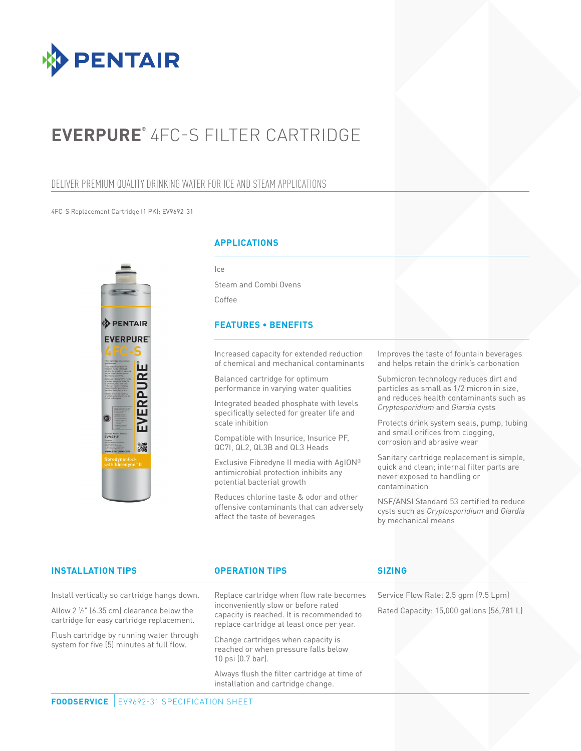# EVERPURE® 4FC-S FILTER CARTRIDGE

## DELIVER PREMIUM QUALITY DRINKING WATER FOR ICE AND STEAM APPLICATIONS

4FC-S Replacement Cartridge (1 PK): EV9692-31

### APPLICATIONS

Ice

Steam and Combi Ovens

Coffee

### FEATURES • BENEFITS

Increased capacity for extended reduction of chemical and mechanical contaminants

Balanced cartridge for optimum performance in varying water qualities

Integrated beaded phosphate with levels specifically selected for greater life and scale inhibition

Compatible with Insurice, Insurice PF, QC7I, QL2, QL3B and QL3 Heads

Exclusive Fibredyne II media with AgION® antimicrobial protection inhibits any potential bacterial growth

Reduces chlorine taste & odor and other offensive contaminants that can adversely affect the taste of beverages

Improves the taste of fountain beverages and helps retain the drink's carbonation

Submicron technology reduces dirt and particles as small as 1/2 micron in size, and reduces health contaminants such as *Cryptosporidium* and *Giardia* cysts

Protects drink system seals, pump, tubing and small orifices from clogging, corrosion and abrasive wear

Sanitary cartridge replacement is simple, quick and clean; internal filter parts are never exposed to handling or contamination

NSF/ANSI Standard 53 certified to reduce cysts such as *Cryptosporidium* and *Giardia* by mechanical means

### INSTALLATION TIPS

Install vertically so cartridge hangs down.

Allow 2 ½" (6.35 cm) clearance below the cartridge for easy cartridge replacement.

Flush cartridge by running water through system for five (5) minutes at full flow.

### OPERATION TIPS

Replace cartridge when flow rate becomes inconveniently slow or before rated capacity is reached. It is recommended to replace cartridge at least once per year.

Change cartridges when capacity is reached or when pressure falls below 10 psi (0.7 bar).

Always flush the filter cartridge at time of installation and cartridge change.

### SIZING

Service Flow Rate: 2.5 gpm (9.5 Lpm)

Rated Capacity: 15,000 gallons (56,781 L)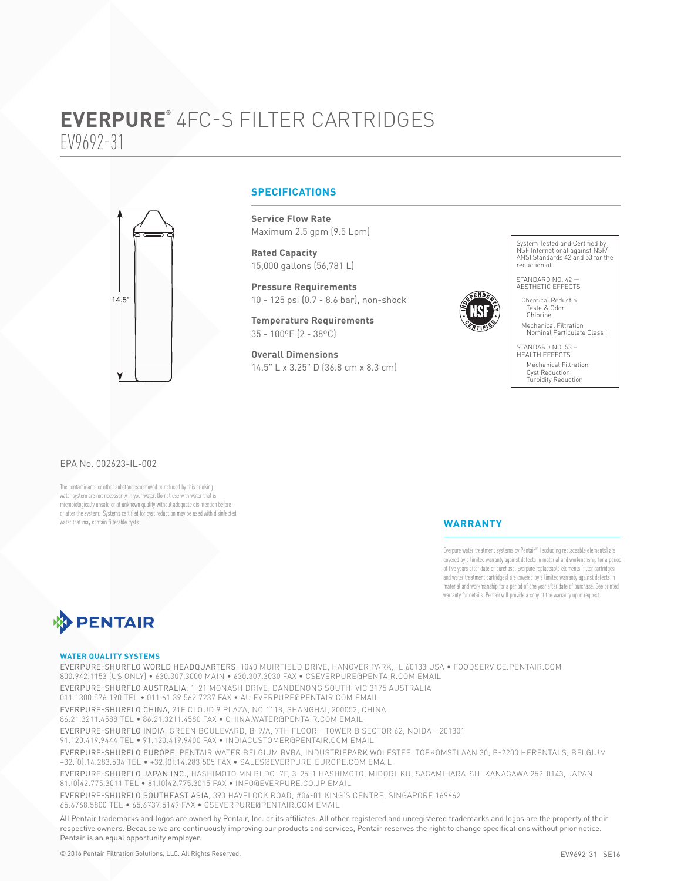# EVERPURE® 4FC-S FILTER CARTRIDGES

EV9692-31

14.5"

## SPECIFICATIONS

**Service Flow Rate**
Maximum 2.5 gpm (9.5 Lpm)

**Rated Capacity**
15,000 gallons (56,781 L)

**Pressure Requirements**
10 - 125 psi (0.7 - 8.6 bar), non-shock

**Temperature Requirements**
35 - 100ºF (2 - 38ºC)

**Overall Dimensions**
14.5" L x 3.25" D (36.8 cm x 8.3 cm)

INDEPENDENTLY CERTIFIED NSF

System Tested and Certified by NSF International against NSF/ANSI Standards 42 and 53 for the reduction of:

STANDARD NO. 42 — AESTHETIC EFFECTS

- Chemical Reductin
  - Taste & Odor
  - Chlorine
- Mechanical Filtration
  - Nominal Particulate Class I

STANDARD NO. 53 – HEALTH EFFECTS

- Mechanical Filtration
- Cyst Reduction
- Turbidity Reduction

EPA No. 002623-IL-002

The contaminants or other substances removed or reduced by this drinking water system are not necessarily in your water. Do not use with water that is microbiologically unsafe or of unknown quality without adequate disinfection before or after the system. Systems certified for cyst reduction may be used with disinfected water that may contain filterable cysts.

## WARRANTY

Everpure water treatment systems by Pentair® (excluding replaceable elements) are covered by a limited warranty against defects in material and workmanship for a period of five years after date of purchase. Everpure replaceable elements (filter cartridges and water treatment cartridges) are covered by a limited warranty against defects in material and workmanship for a period of one year after date of purchase. See printed warranty for details. Pentair will provide a copy of the warranty upon request.

PENTAIR

**WATER QUALITY SYSTEMS**

EVERPURE-SHURFLO WORLD HEADQUARTERS, 1040 MUIRFIELD DRIVE, HANOVER PARK, IL 60133 USA • FOODSERVICE.PENTAIR.COM
800.942.1153 (US ONLY) • 630.307.3000 MAIN • 630.307.3030 FAX • CSEVERPURE@PENTAIR.COM EMAIL

EVERPURE-SHURFLO AUSTRALIA, 1-21 MONASH DRIVE, DANDENONG SOUTH, VIC 3175 AUSTRALIA
011.1300 576 190 TEL • 011.61.39.562.7237 FAX • AU.EVERPURE@PENTAIR.COM EMAIL

EVERPURE-SHURFLO CHINA, 21F CLOUD 9 PLAZA, NO 1118, SHANGHAI, 200052, CHINA
86.21.3211.4588 TEL • 86.21.3211.4580 FAX • CHINA.WATER@PENTAIR.COM EMAIL

EVERPURE-SHURFLO INDIA, GREEN BOULEVARD, B-9/A, 7TH FLOOR - TOWER B SECTOR 62, NOIDA - 201301
91.120.419.9444 TEL • 91.120.419.9400 FAX • INDIACUSTOMER@PENTAIR.COM EMAIL

EVERPURE-SHURFLO EUROPE, PENTAIR WATER BELGIUM BVBA, INDUSTRIEPARK WOLFSTEE, TOEKOMSTLAAN 30, B-2200 HERENTALS, BELGIUM
+32.(0).14.283.504 TEL • +32.(0).14.283.505 FAX • SALES@EVERPURE-EUROPE.COM EMAIL

EVERPURE-SHURFLO JAPAN INC., HASHIMOTO MN BLDG. 7F, 3-25-1 HASHIMOTO, MIDORI-KU, SAGAMIHARA-SHI KANAGAWA 252-0143, JAPAN
81.(0)42.775.3011 TEL • 81.(0)42.775.3015 FAX • INFO@EVERPURE.CO.JP EMAIL

EVERPURE-SHURFLO SOUTHEAST ASIA, 390 HAVELOCK ROAD, #04-01 KING'S CENTRE, SINGAPORE 169662
65.6768.5800 TEL • 65.6737.5149 FAX • CSEVERPURE@PENTAIR.COM EMAIL

All Pentair trademarks and logos are owned by Pentair, Inc. or its affiliates. All other registered and unregistered trademarks and logos are the property of their respective owners. Because we are continuously improving our products and services, Pentair reserves the right to change specifications without prior notice. Pentair is an equal opportunity employer.

© 2016 Pentair Filtration Solutions, LLC. All Rights Reserved.

EV9692-31 SE16